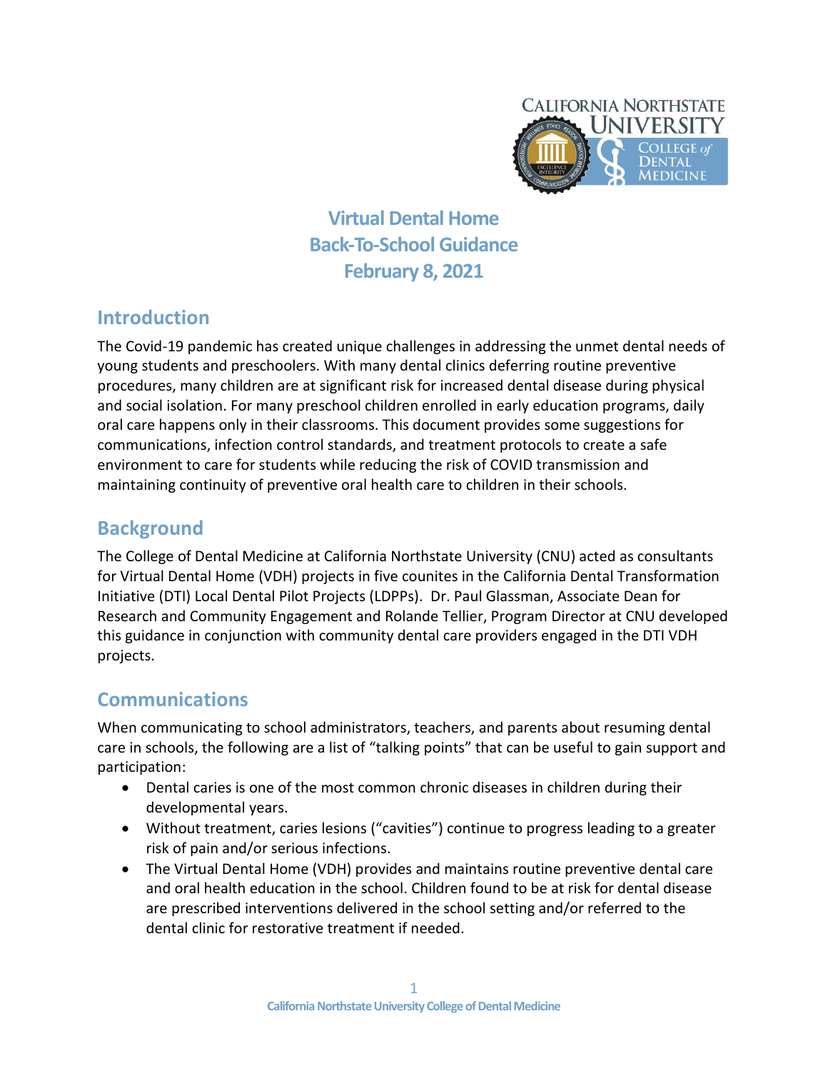# Virtual Dental Home
# Back-To-School Guidance
# February 8, 2021

## Introduction

The Covid-19 pandemic has created unique challenges in addressing the unmet dental needs of young students and preschoolers. With many dental clinics deferring routine preventive procedures, many children are at significant risk for increased dental disease during physical and social isolation. For many preschool children enrolled in early education programs, daily oral care happens only in their classrooms. This document provides some suggestions for communications, infection control standards, and treatment protocols to create a safe environment to care for students while reducing the risk of COVID transmission and maintaining continuity of preventive oral health care to children in their schools.

## Background

The College of Dental Medicine at California Northstate University (CNU) acted as consultants for Virtual Dental Home (VDH) projects in five counites in the California Dental Transformation Initiative (DTI) Local Dental Pilot Projects (LDPPs). Dr. Paul Glassman, Associate Dean for Research and Community Engagement and Rolande Tellier, Program Director at CNU developed this guidance in conjunction with community dental care providers engaged in the DTI VDH projects.

## Communications

When communicating to school administrators, teachers, and parents about resuming dental care in schools, the following are a list of "talking points" that can be useful to gain support and participation:

- Dental caries is one of the most common chronic diseases in children during their developmental years.
- Without treatment, caries lesions ("cavities") continue to progress leading to a greater risk of pain and/or serious infections.
- The Virtual Dental Home (VDH) provides and maintains routine preventive dental care and oral health education in the school. Children found to be at risk for dental disease are prescribed interventions delivered in the school setting and/or referred to the dental clinic for restorative treatment if needed.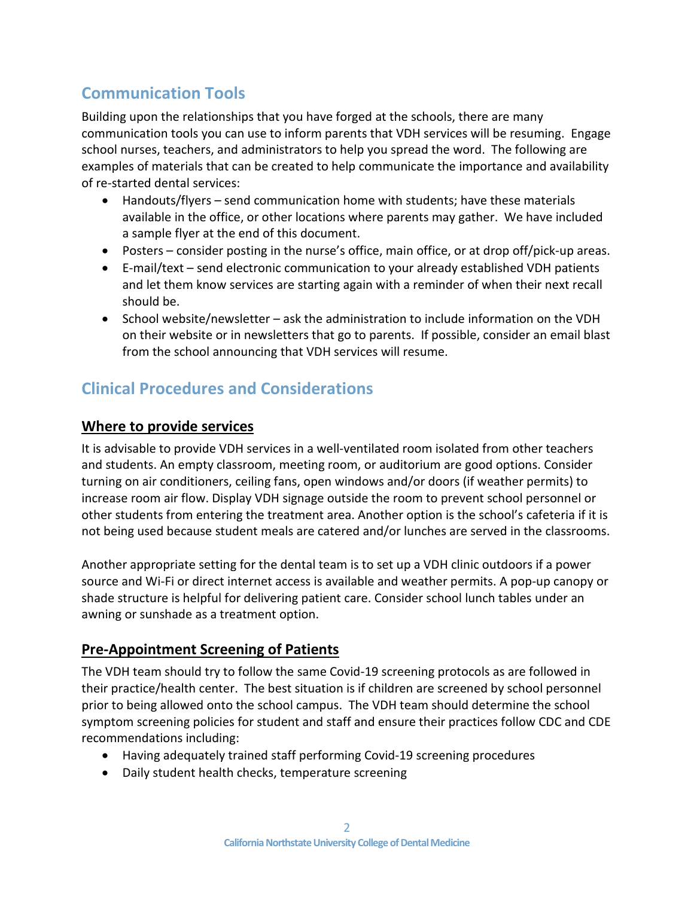## Communication Tools

Building upon the relationships that you have forged at the schools, there are many communication tools you can use to inform parents that VDH services will be resuming. Engage school nurses, teachers, and administrators to help you spread the word. The following are examples of materials that can be created to help communicate the importance and availability of re-started dental services:

- Handouts/flyers – send communication home with students; have these materials available in the office, or other locations where parents may gather. We have included a sample flyer at the end of this document.
- Posters – consider posting in the nurse's office, main office, or at drop off/pick-up areas.
- E-mail/text – send electronic communication to your already established VDH patients and let them know services are starting again with a reminder of when their next recall should be.
- School website/newsletter – ask the administration to include information on the VDH on their website or in newsletters that go to parents. If possible, consider an email blast from the school announcing that VDH services will resume.

## Clinical Procedures and Considerations

### Where to provide services

It is advisable to provide VDH services in a well-ventilated room isolated from other teachers and students. An empty classroom, meeting room, or auditorium are good options. Consider turning on air conditioners, ceiling fans, open windows and/or doors (if weather permits) to increase room air flow. Display VDH signage outside the room to prevent school personnel or other students from entering the treatment area. Another option is the school's cafeteria if it is not being used because student meals are catered and/or lunches are served in the classrooms.

Another appropriate setting for the dental team is to set up a VDH clinic outdoors if a power source and Wi-Fi or direct internet access is available and weather permits. A pop-up canopy or shade structure is helpful for delivering patient care. Consider school lunch tables under an awning or sunshade as a treatment option.

### Pre-Appointment Screening of Patients

The VDH team should try to follow the same Covid-19 screening protocols as are followed in their practice/health center. The best situation is if children are screened by school personnel prior to being allowed onto the school campus. The VDH team should determine the school symptom screening policies for student and staff and ensure their practices follow CDC and CDE recommendations including:

- Having adequately trained staff performing Covid-19 screening procedures
- Daily student health checks, temperature screening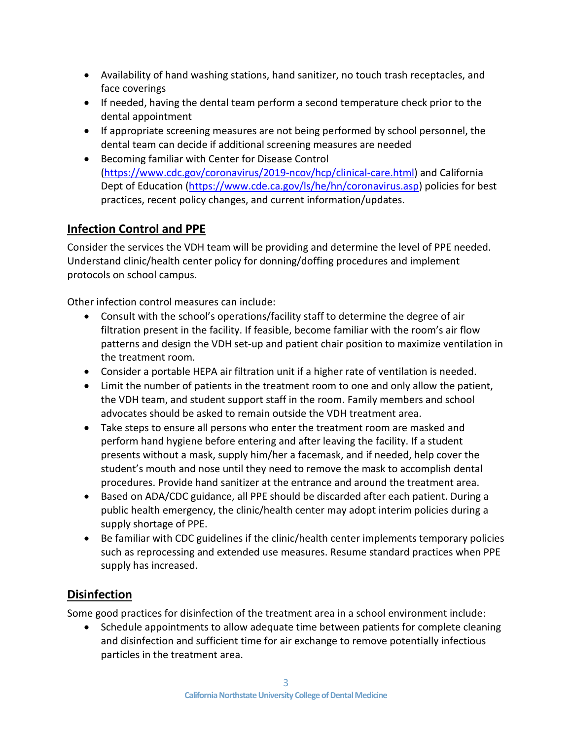- Availability of hand washing stations, hand sanitizer, no touch trash receptacles, and face coverings
- If needed, having the dental team perform a second temperature check prior to the dental appointment
- If appropriate screening measures are not being performed by school personnel, the dental team can decide if additional screening measures are needed
- Becoming familiar with Center for Disease Control (https://www.cdc.gov/coronavirus/2019-ncov/hcp/clinical-care.html) and California Dept of Education (https://www.cde.ca.gov/ls/he/hn/coronavirus.asp) policies for best practices, recent policy changes, and current information/updates.

## Infection Control and PPE

Consider the services the VDH team will be providing and determine the level of PPE needed. Understand clinic/health center policy for donning/doffing procedures and implement protocols on school campus.

Other infection control measures can include:

- Consult with the school's operations/facility staff to determine the degree of air filtration present in the facility. If feasible, become familiar with the room's air flow patterns and design the VDH set-up and patient chair position to maximize ventilation in the treatment room.
- Consider a portable HEPA air filtration unit if a higher rate of ventilation is needed.
- Limit the number of patients in the treatment room to one and only allow the patient, the VDH team, and student support staff in the room. Family members and school advocates should be asked to remain outside the VDH treatment area.
- Take steps to ensure all persons who enter the treatment room are masked and perform hand hygiene before entering and after leaving the facility. If a student presents without a mask, supply him/her a facemask, and if needed, help cover the student's mouth and nose until they need to remove the mask to accomplish dental procedures. Provide hand sanitizer at the entrance and around the treatment area.
- Based on ADA/CDC guidance, all PPE should be discarded after each patient. During a public health emergency, the clinic/health center may adopt interim policies during a supply shortage of PPE.
- Be familiar with CDC guidelines if the clinic/health center implements temporary policies such as reprocessing and extended use measures. Resume standard practices when PPE supply has increased.

## Disinfection

Some good practices for disinfection of the treatment area in a school environment include:

- Schedule appointments to allow adequate time between patients for complete cleaning and disinfection and sufficient time for air exchange to remove potentially infectious particles in the treatment area.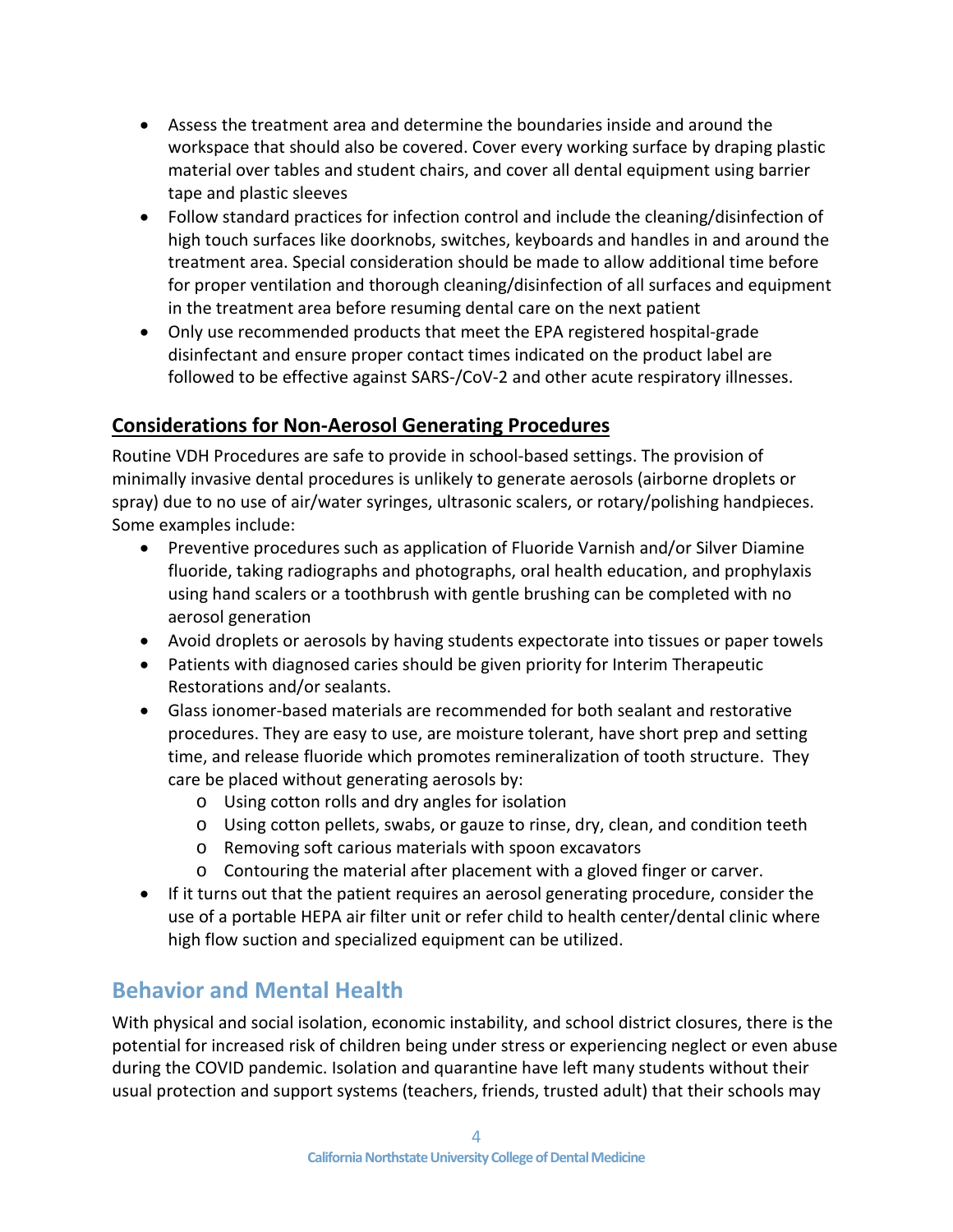- Assess the treatment area and determine the boundaries inside and around the workspace that should also be covered. Cover every working surface by draping plastic material over tables and student chairs, and cover all dental equipment using barrier tape and plastic sleeves
- Follow standard practices for infection control and include the cleaning/disinfection of high touch surfaces like doorknobs, switches, keyboards and handles in and around the treatment area. Special consideration should be made to allow additional time before for proper ventilation and thorough cleaning/disinfection of all surfaces and equipment in the treatment area before resuming dental care on the next patient
- Only use recommended products that meet the EPA registered hospital-grade disinfectant and ensure proper contact times indicated on the product label are followed to be effective against SARS-/CoV-2 and other acute respiratory illnesses.

## Considerations for Non-Aerosol Generating Procedures

Routine VDH Procedures are safe to provide in school-based settings. The provision of minimally invasive dental procedures is unlikely to generate aerosols (airborne droplets or spray) due to no use of air/water syringes, ultrasonic scalers, or rotary/polishing handpieces. Some examples include:

- Preventive procedures such as application of Fluoride Varnish and/or Silver Diamine fluoride, taking radiographs and photographs, oral health education, and prophylaxis using hand scalers or a toothbrush with gentle brushing can be completed with no aerosol generation
- Avoid droplets or aerosols by having students expectorate into tissues or paper towels
- Patients with diagnosed caries should be given priority for Interim Therapeutic Restorations and/or sealants.
- Glass ionomer-based materials are recommended for both sealant and restorative procedures. They are easy to use, are moisture tolerant, have short prep and setting time, and release fluoride which promotes remineralization of tooth structure. They care be placed without generating aerosols by:
  - Using cotton rolls and dry angles for isolation
  - Using cotton pellets, swabs, or gauze to rinse, dry, clean, and condition teeth
  - Removing soft carious materials with spoon excavators
  - Contouring the material after placement with a gloved finger or carver.
- If it turns out that the patient requires an aerosol generating procedure, consider the use of a portable HEPA air filter unit or refer child to health center/dental clinic where high flow suction and specialized equipment can be utilized.

# Behavior and Mental Health

With physical and social isolation, economic instability, and school district closures, there is the potential for increased risk of children being under stress or experiencing neglect or even abuse during the COVID pandemic. Isolation and quarantine have left many students without their usual protection and support systems (teachers, friends, trusted adult) that their schools may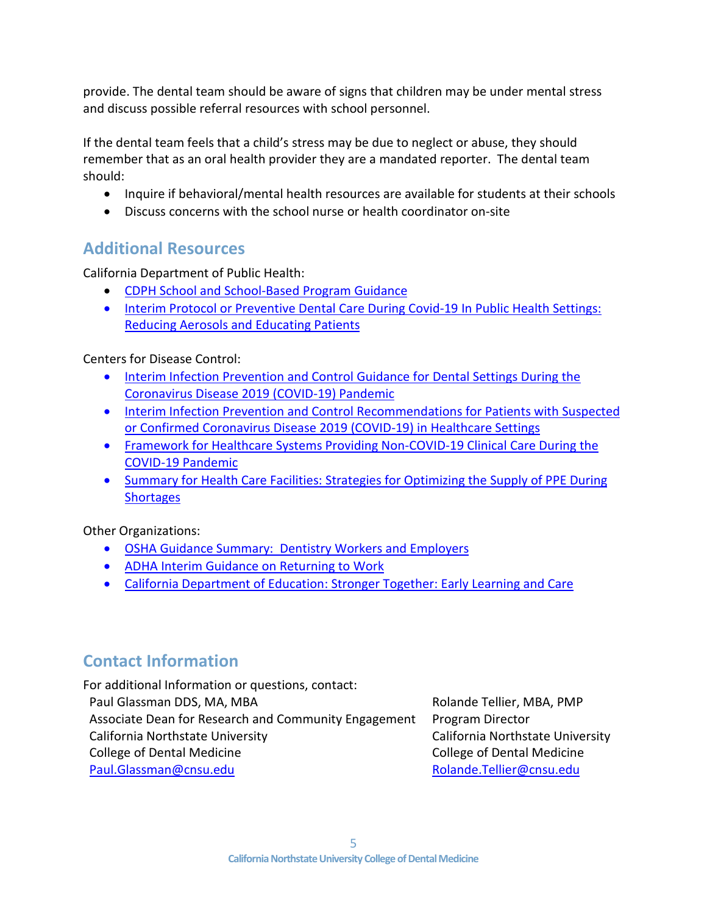provide. The dental team should be aware of signs that children may be under mental stress and discuss possible referral resources with school personnel.

If the dental team feels that a child's stress may be due to neglect or abuse, they should remember that as an oral health provider they are a mandated reporter. The dental team should:

- Inquire if behavioral/mental health resources are available for students at their schools
- Discuss concerns with the school nurse or health coordinator on-site

## Additional Resources

California Department of Public Health:

- CDPH School and School-Based Program Guidance
- Interim Protocol or Preventive Dental Care During Covid-19 In Public Health Settings: Reducing Aerosols and Educating Patients

Centers for Disease Control:

- Interim Infection Prevention and Control Guidance for Dental Settings During the Coronavirus Disease 2019 (COVID-19) Pandemic
- Interim Infection Prevention and Control Recommendations for Patients with Suspected or Confirmed Coronavirus Disease 2019 (COVID-19) in Healthcare Settings
- Framework for Healthcare Systems Providing Non-COVID-19 Clinical Care During the COVID-19 Pandemic
- Summary for Health Care Facilities: Strategies for Optimizing the Supply of PPE During Shortages

Other Organizations:

- OSHA Guidance Summary: Dentistry Workers and Employers
- ADHA Interim Guidance on Returning to Work
- California Department of Education: Stronger Together: Early Learning and Care

## Contact Information

For additional Information or questions, contact:

Paul Glassman DDS, MA, MBA
Associate Dean for Research and Community Engagement
California Northstate University
College of Dental Medicine
Paul.Glassman@cnsu.edu

Rolande Tellier, MBA, PMP
Program Director
California Northstate University
College of Dental Medicine
Rolande.Tellier@cnsu.edu